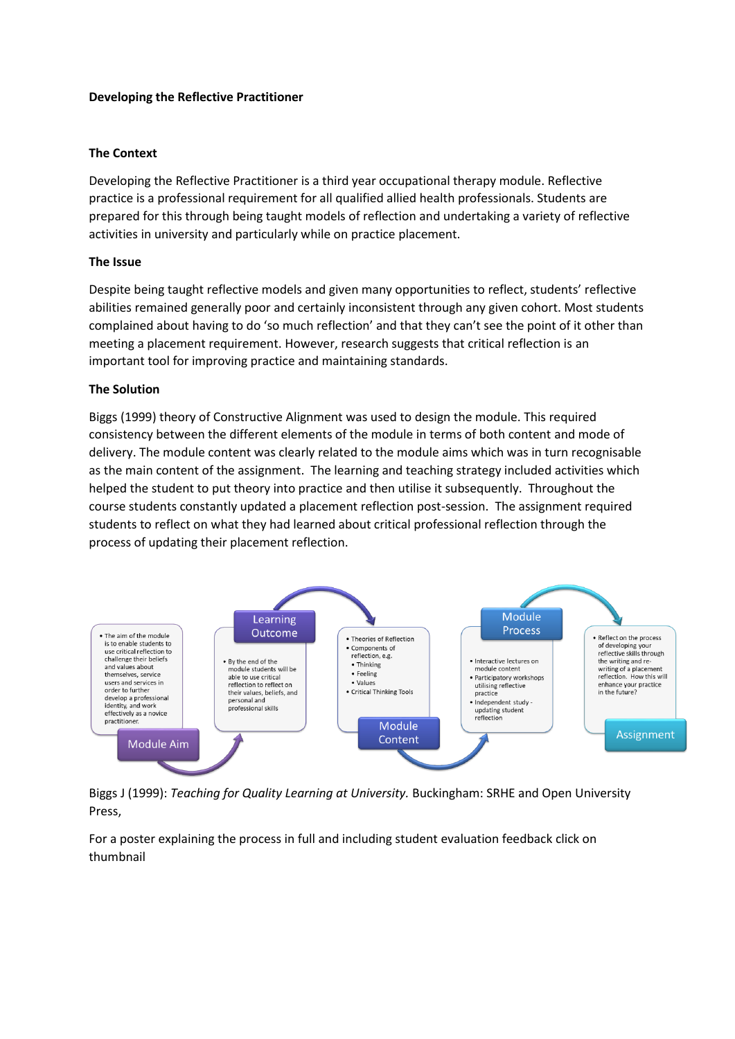**Developing the Reflective Practitioner**

**The Context**

Developing the Reflective Practitioner is a third year occupational therapy module. Reflective practice is a professional requirement for all qualified allied health professionals. Students are prepared for this through being taught models of reflection and undertaking a variety of reflective activities in university and particularly while on practice placement.

**The Issue**

Despite being taught reflective models and given many opportunities to reflect, students' reflective abilities remained generally poor and certainly inconsistent through any given cohort. Most students complained about having to do 'so much reflection' and that they can't see the point of it other than meeting a placement requirement. However, research suggests that critical reflection is an important tool for improving practice and maintaining standards.

**The Solution**

Biggs (1999) theory of Constructive Alignment was used to design the module. This required consistency between the different elements of the module in terms of both content and mode of delivery. The module content was clearly related to the module aims which was in turn recognisable as the main content of the assignment. The learning and teaching strategy included activities which helped the student to put theory into practice and then utilise it subsequently. Throughout the course students constantly updated a placement reflection post-session. The assignment required students to reflect on what they had learned about critical professional reflection through the process of updating their placement reflection.

Module Aim
- The aim of the module is to enable students to use critical reflection to challenge their beliefs and values about themselves, service users and services in order to further develop a professional identity, and work effectively as a novice practitioner.

Learning Outcome
- By the end of the module students will be able to use critical reflection to reflect on their values, beliefs, and personal and professional skills

Module Content
- Theories of Reflection
- Components of reflection, e.g.
  - Thinking
  - Feeling
  - Values
- Critical Thinking Tools

Module Process
- Interactive lectures on module content
- Participatory workshops utilising reflective practice
- Independent study - updating student reflection

Assignment
- Reflect on the process of developing your reflective skills through the writing and re-writing of a placement reflection. How this will enhance your practice in the future?

Biggs J (1999): *Teaching for Quality Learning at University.* Buckingham: SRHE and Open University Press,

For a poster explaining the process in full and including student evaluation feedback click on thumbnail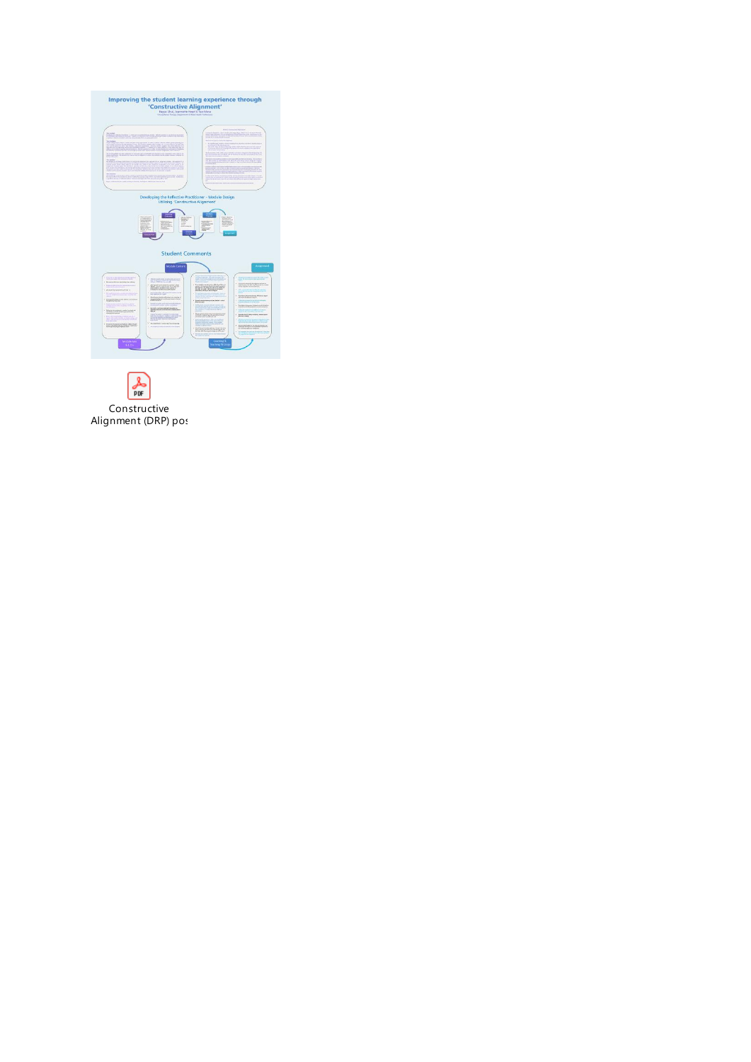# Improving the student learning experience through 'Constructive Alignment'

## Developing the Reflective Practitioner – Module Design Utilising Constructive Alignment

## Student Comments

Constructive Alignment (DRP) pos